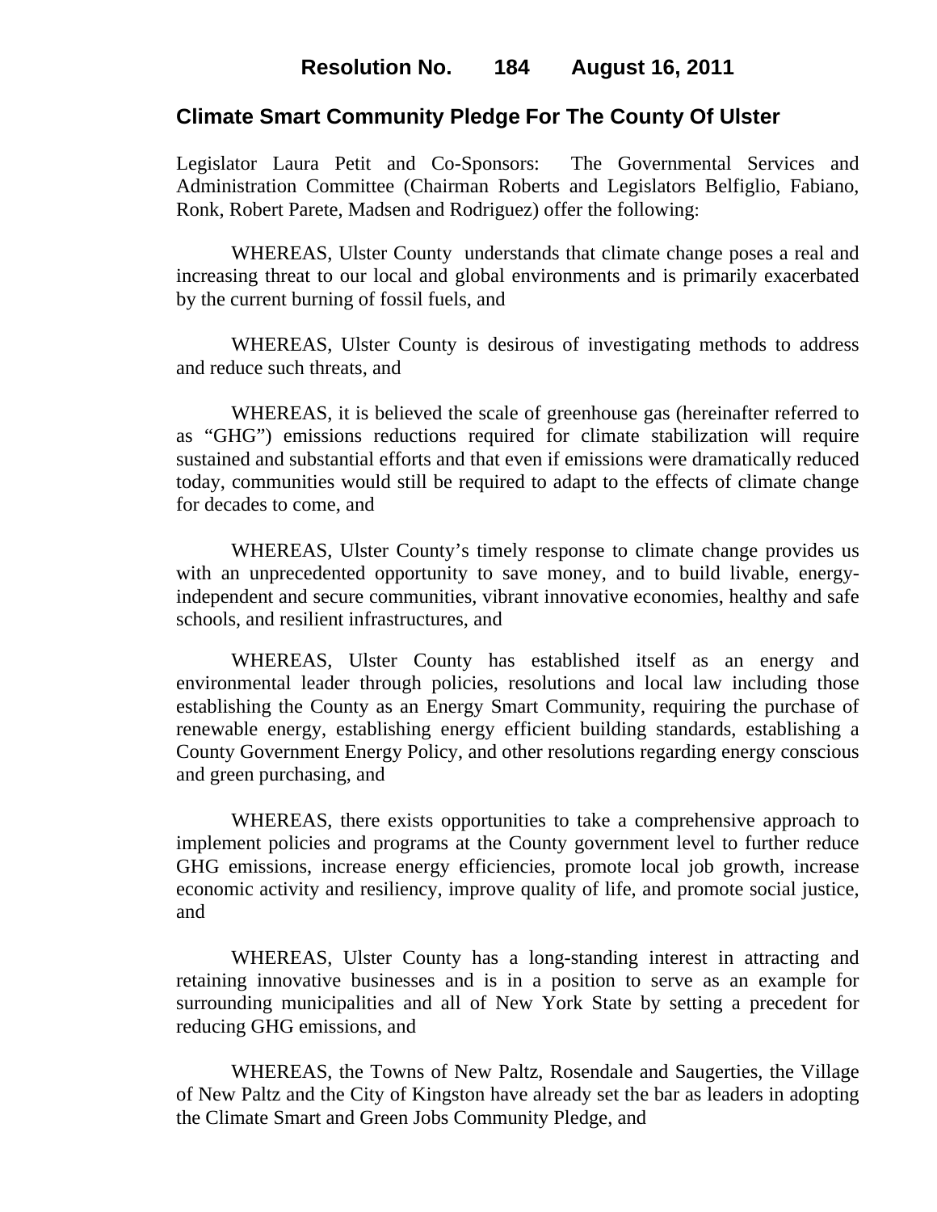**Resolution No. 184 August 16, 2011**

## Climate Smart Community Pledge For The County Of Ulster

Legislator Laura Petit and Co-Sponsors: The Governmental Services and Administration Committee (Chairman Roberts and Legislators Belfiglio, Fabiano, Ronk, Robert Parete, Madsen and Rodriguez) offer the following:

WHEREAS, Ulster County understands that climate change poses a real and increasing threat to our local and global environments and is primarily exacerbated by the current burning of fossil fuels, and

WHEREAS, Ulster County is desirous of investigating methods to address and reduce such threats, and

WHEREAS, it is believed the scale of greenhouse gas (hereinafter referred to as "GHG") emissions reductions required for climate stabilization will require sustained and substantial efforts and that even if emissions were dramatically reduced today, communities would still be required to adapt to the effects of climate change for decades to come, and

WHEREAS, Ulster County's timely response to climate change provides us with an unprecedented opportunity to save money, and to build livable, energy-independent and secure communities, vibrant innovative economies, healthy and safe schools, and resilient infrastructures, and

WHEREAS, Ulster County has established itself as an energy and environmental leader through policies, resolutions and local law including those establishing the County as an Energy Smart Community, requiring the purchase of renewable energy, establishing energy efficient building standards, establishing a County Government Energy Policy, and other resolutions regarding energy conscious and green purchasing, and

WHEREAS, there exists opportunities to take a comprehensive approach to implement policies and programs at the County government level to further reduce GHG emissions, increase energy efficiencies, promote local job growth, increase economic activity and resiliency, improve quality of life, and promote social justice, and

WHEREAS, Ulster County has a long-standing interest in attracting and retaining innovative businesses and is in a position to serve as an example for surrounding municipalities and all of New York State by setting a precedent for reducing GHG emissions, and

WHEREAS, the Towns of New Paltz, Rosendale and Saugerties, the Village of New Paltz and the City of Kingston have already set the bar as leaders in adopting the Climate Smart and Green Jobs Community Pledge, and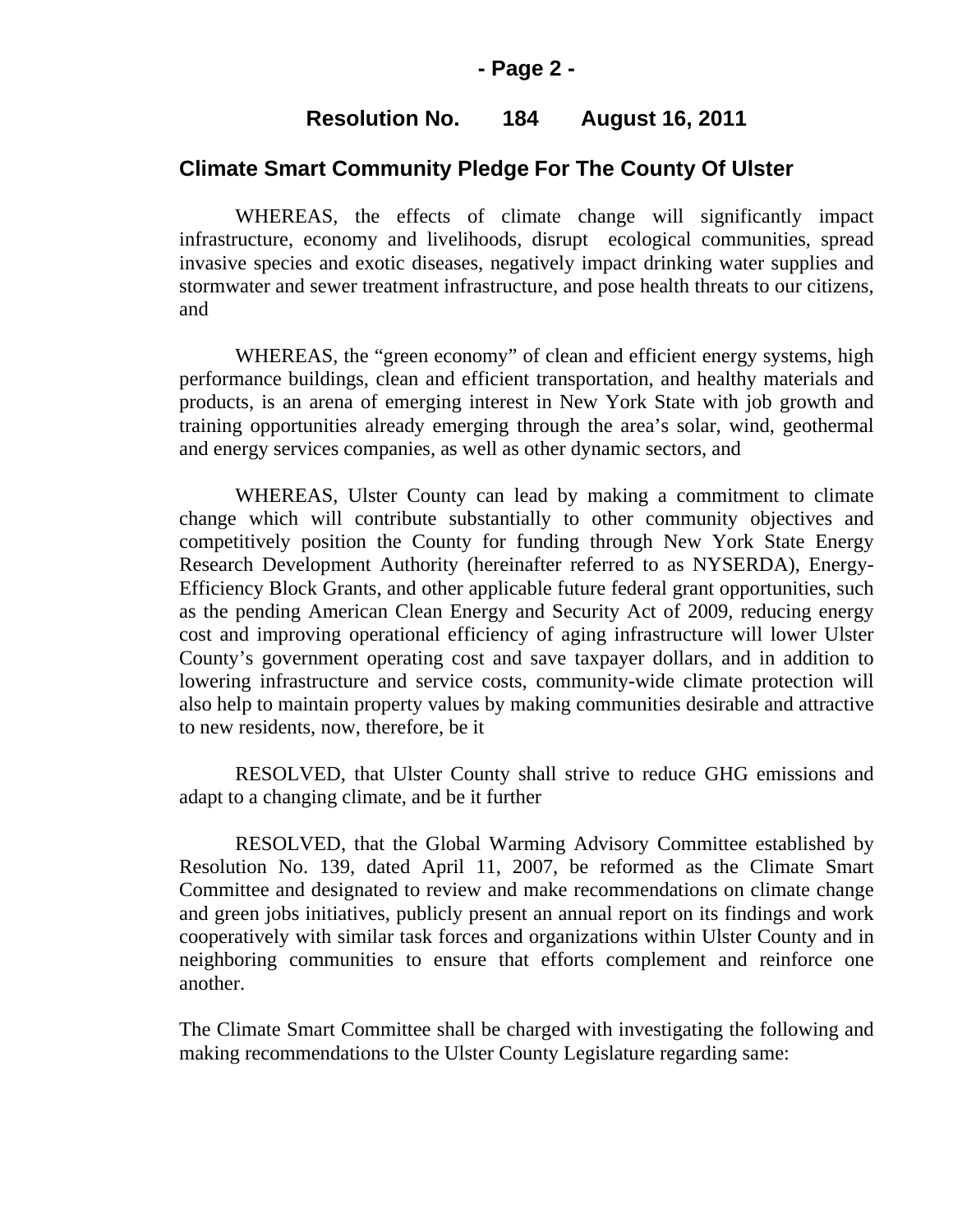**Resolution No. 184 August 16, 2011**

## Climate Smart Community Pledge For The County Of Ulster

WHEREAS, the effects of climate change will significantly impact infrastructure, economy and livelihoods, disrupt ecological communities, spread invasive species and exotic diseases, negatively impact drinking water supplies and stormwater and sewer treatment infrastructure, and pose health threats to our citizens, and

WHEREAS, the "green economy" of clean and efficient energy systems, high performance buildings, clean and efficient transportation, and healthy materials and products, is an arena of emerging interest in New York State with job growth and training opportunities already emerging through the area's solar, wind, geothermal and energy services companies, as well as other dynamic sectors, and

WHEREAS, Ulster County can lead by making a commitment to climate change which will contribute substantially to other community objectives and competitively position the County for funding through New York State Energy Research Development Authority (hereinafter referred to as NYSERDA), Energy-Efficiency Block Grants, and other applicable future federal grant opportunities, such as the pending American Clean Energy and Security Act of 2009, reducing energy cost and improving operational efficiency of aging infrastructure will lower Ulster County's government operating cost and save taxpayer dollars, and in addition to lowering infrastructure and service costs, community-wide climate protection will also help to maintain property values by making communities desirable and attractive to new residents, now, therefore, be it

RESOLVED, that Ulster County shall strive to reduce GHG emissions and adapt to a changing climate, and be it further

RESOLVED, that the Global Warming Advisory Committee established by Resolution No. 139, dated April 11, 2007, be reformed as the Climate Smart Committee and designated to review and make recommendations on climate change and green jobs initiatives, publicly present an annual report on its findings and work cooperatively with similar task forces and organizations within Ulster County and in neighboring communities to ensure that efforts complement and reinforce one another.

The Climate Smart Committee shall be charged with investigating the following and making recommendations to the Ulster County Legislature regarding same: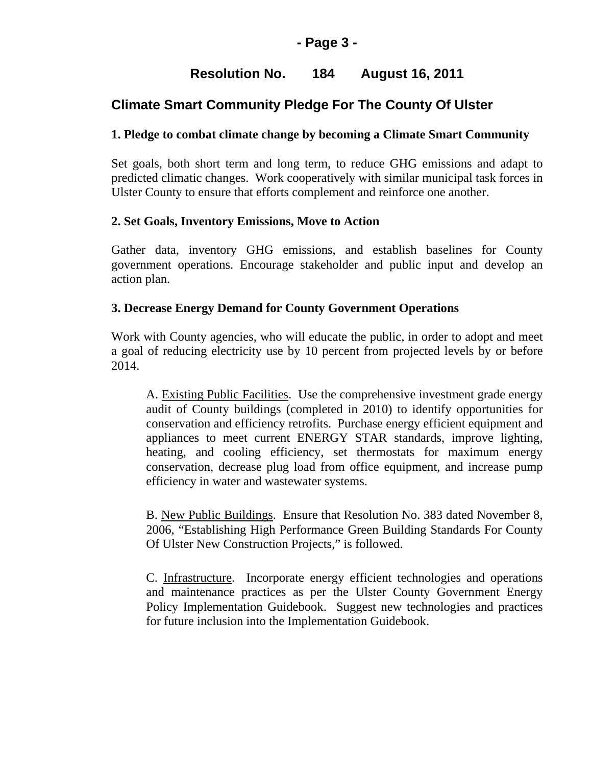**Resolution No. 184 August 16, 2011**

## Climate Smart Community Pledge For The County Of Ulster

### 1. Pledge to combat climate change by becoming a Climate Smart Community

Set goals, both short term and long term, to reduce GHG emissions and adapt to predicted climatic changes. Work cooperatively with similar municipal task forces in Ulster County to ensure that efforts complement and reinforce one another.

### 2. Set Goals, Inventory Emissions, Move to Action

Gather data, inventory GHG emissions, and establish baselines for County government operations. Encourage stakeholder and public input and develop an action plan.

### 3. Decrease Energy Demand for County Government Operations

Work with County agencies, who will educate the public, in order to adopt and meet a goal of reducing electricity use by 10 percent from projected levels by or before 2014.

A. Existing Public Facilities. Use the comprehensive investment grade energy audit of County buildings (completed in 2010) to identify opportunities for conservation and efficiency retrofits. Purchase energy efficient equipment and appliances to meet current ENERGY STAR standards, improve lighting, heating, and cooling efficiency, set thermostats for maximum energy conservation, decrease plug load from office equipment, and increase pump efficiency in water and wastewater systems.

B. New Public Buildings. Ensure that Resolution No. 383 dated November 8, 2006, "Establishing High Performance Green Building Standards For County Of Ulster New Construction Projects," is followed.

C. Infrastructure. Incorporate energy efficient technologies and operations and maintenance practices as per the Ulster County Government Energy Policy Implementation Guidebook. Suggest new technologies and practices for future inclusion into the Implementation Guidebook.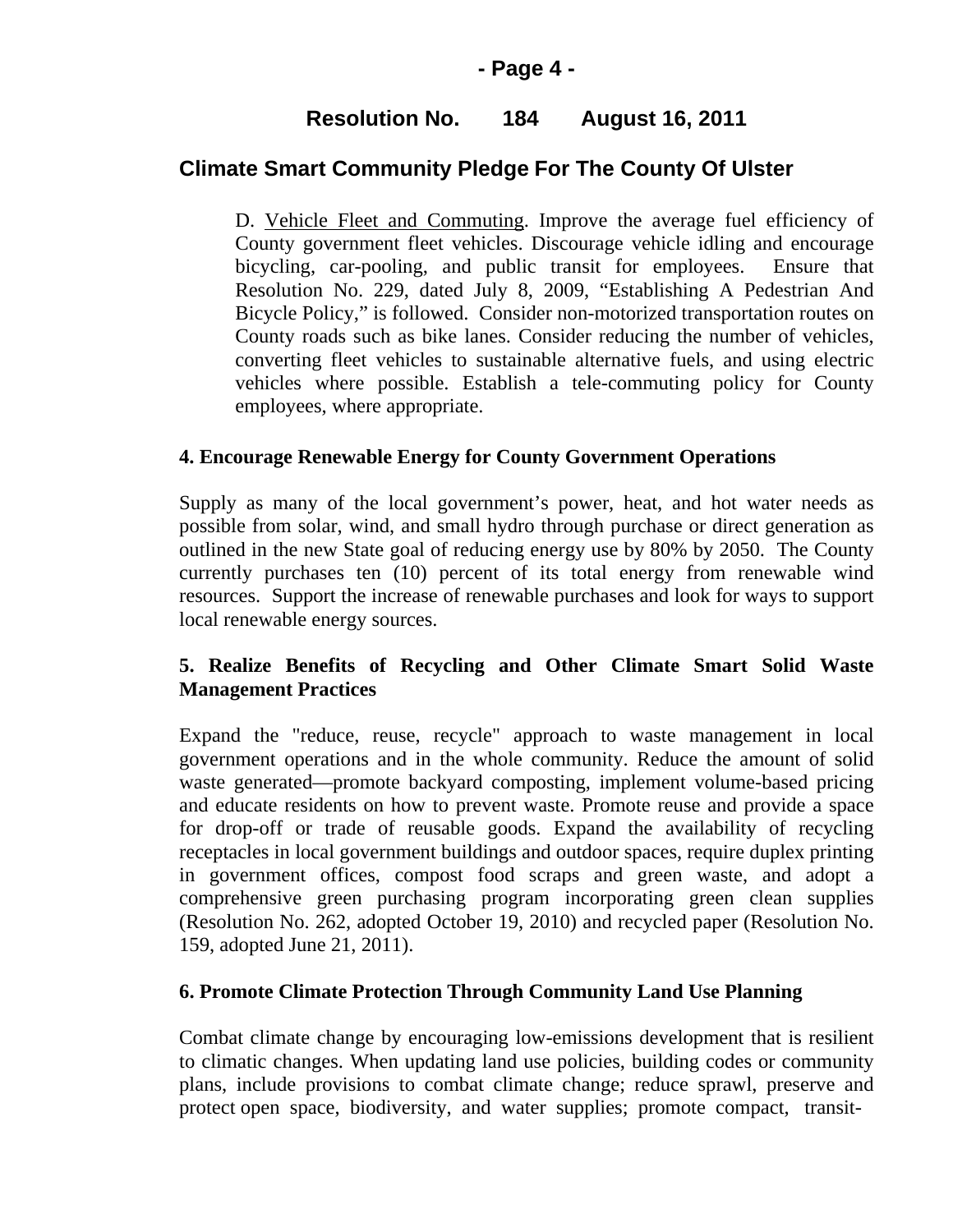D. Vehicle Fleet and Commuting. Improve the average fuel efficiency of County government fleet vehicles. Discourage vehicle idling and encourage bicycling, car-pooling, and public transit for employees. Ensure that Resolution No. 229, dated July 8, 2009, "Establishing A Pedestrian And Bicycle Policy," is followed. Consider non-motorized transportation routes on County roads such as bike lanes. Consider reducing the number of vehicles, converting fleet vehicles to sustainable alternative fuels, and using electric vehicles where possible. Establish a tele-commuting policy for County employees, where appropriate.

**4. Encourage Renewable Energy for County Government Operations**

Supply as many of the local government's power, heat, and hot water needs as possible from solar, wind, and small hydro through purchase or direct generation as outlined in the new State goal of reducing energy use by 80% by 2050. The County currently purchases ten (10) percent of its total energy from renewable wind resources. Support the increase of renewable purchases and look for ways to support local renewable energy sources.

**5. Realize Benefits of Recycling and Other Climate Smart Solid Waste Management Practices**

Expand the "reduce, reuse, recycle" approach to waste management in local government operations and in the whole community. Reduce the amount of solid waste generated—promote backyard composting, implement volume-based pricing and educate residents on how to prevent waste. Promote reuse and provide a space for drop-off or trade of reusable goods. Expand the availability of recycling receptacles in local government buildings and outdoor spaces, require duplex printing in government offices, compost food scraps and green waste, and adopt a comprehensive green purchasing program incorporating green clean supplies (Resolution No. 262, adopted October 19, 2010) and recycled paper (Resolution No. 159, adopted June 21, 2011).

**6. Promote Climate Protection Through Community Land Use Planning**

Combat climate change by encouraging low-emissions development that is resilient to climatic changes. When updating land use policies, building codes or community plans, include provisions to combat climate change; reduce sprawl, preserve and protect open space, biodiversity, and water supplies; promote compact, transit-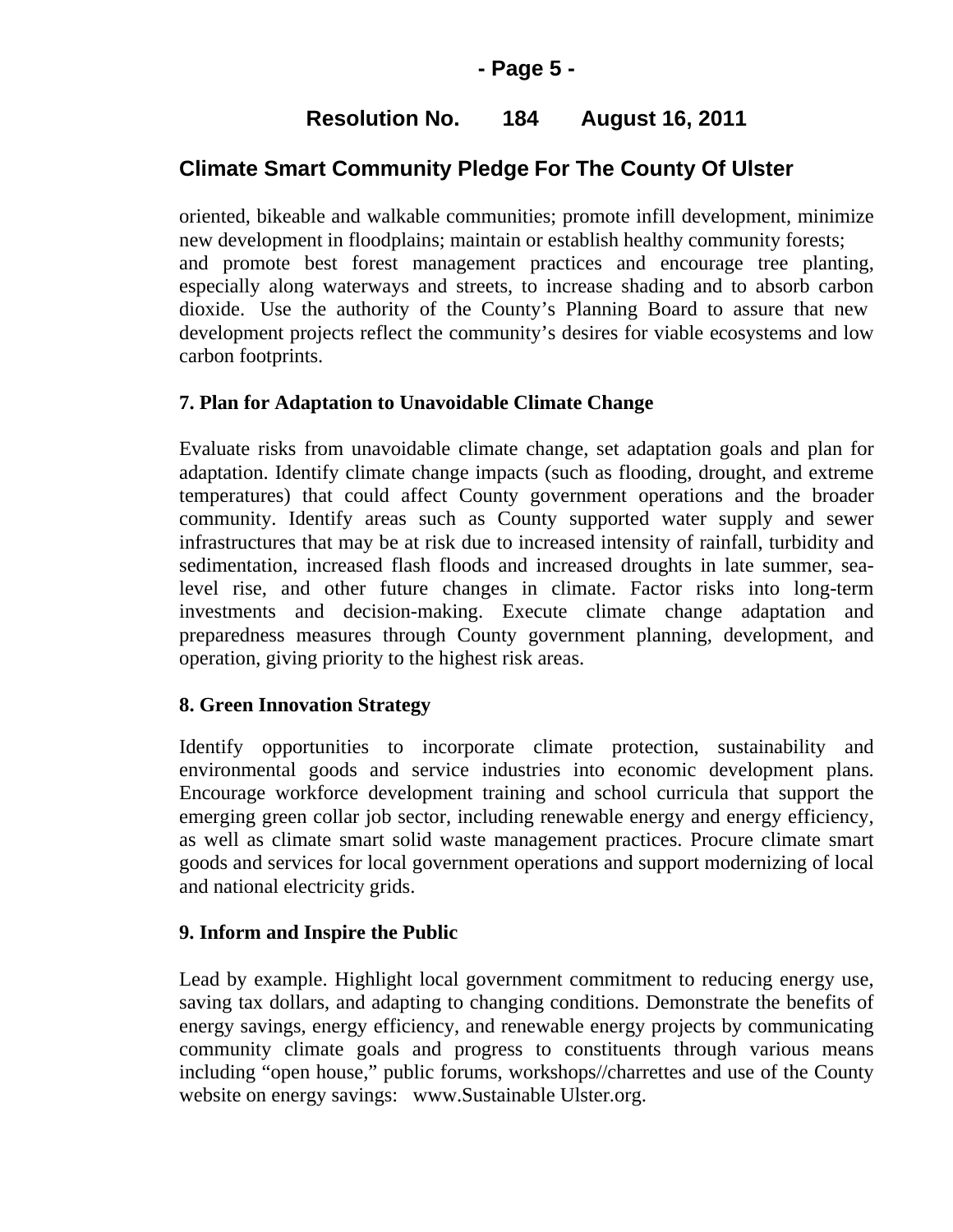oriented, bikeable and walkable communities; promote infill development, minimize new development in floodplains; maintain or establish healthy community forests; and promote best forest management practices and encourage tree planting, especially along waterways and streets, to increase shading and to absorb carbon dioxide. Use the authority of the County's Planning Board to assure that new development projects reflect the community's desires for viable ecosystems and low carbon footprints.

**7. Plan for Adaptation to Unavoidable Climate Change**

Evaluate risks from unavoidable climate change, set adaptation goals and plan for adaptation. Identify climate change impacts (such as flooding, drought, and extreme temperatures) that could affect County government operations and the broader community. Identify areas such as County supported water supply and sewer infrastructures that may be at risk due to increased intensity of rainfall, turbidity and sedimentation, increased flash floods and increased droughts in late summer, sea-level rise, and other future changes in climate. Factor risks into long-term investments and decision-making. Execute climate change adaptation and preparedness measures through County government planning, development, and operation, giving priority to the highest risk areas.

**8. Green Innovation Strategy**

Identify opportunities to incorporate climate protection, sustainability and environmental goods and service industries into economic development plans. Encourage workforce development training and school curricula that support the emerging green collar job sector, including renewable energy and energy efficiency, as well as climate smart solid waste management practices. Procure climate smart goods and services for local government operations and support modernizing of local and national electricity grids.

**9. Inform and Inspire the Public**

Lead by example. Highlight local government commitment to reducing energy use, saving tax dollars, and adapting to changing conditions. Demonstrate the benefits of energy savings, energy efficiency, and renewable energy projects by communicating community climate goals and progress to constituents through various means including "open house," public forums, workshops//charrettes and use of the County website on energy savings: www.Sustainable Ulster.org.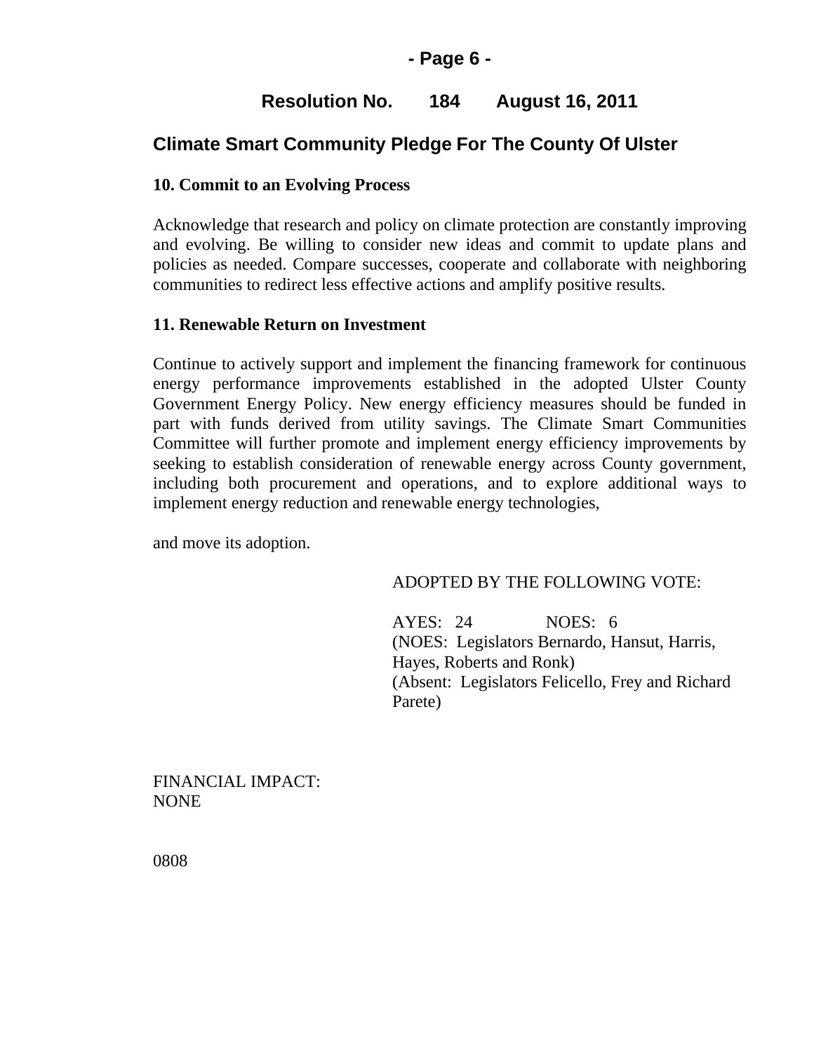**Resolution No. 184 August 16, 2011**

## Climate Smart Community Pledge For The County Of Ulster

**10. Commit to an Evolving Process**

Acknowledge that research and policy on climate protection are constantly improving and evolving. Be willing to consider new ideas and commit to update plans and policies as needed. Compare successes, cooperate and collaborate with neighboring communities to redirect less effective actions and amplify positive results.

**11. Renewable Return on Investment**

Continue to actively support and implement the financing framework for continuous energy performance improvements established in the adopted Ulster County Government Energy Policy. New energy efficiency measures should be funded in part with funds derived from utility savings. The Climate Smart Communities Committee will further promote and implement energy efficiency improvements by seeking to establish consideration of renewable energy across County government, including both procurement and operations, and to explore additional ways to implement energy reduction and renewable energy technologies,

and move its adoption.

ADOPTED BY THE FOLLOWING VOTE:

AYES: 24 NOES: 6
(NOES: Legislators Bernardo, Hansut, Harris, Hayes, Roberts and Ronk)
(Absent: Legislators Felicello, Frey and Richard Parete)

FINANCIAL IMPACT:
NONE

0808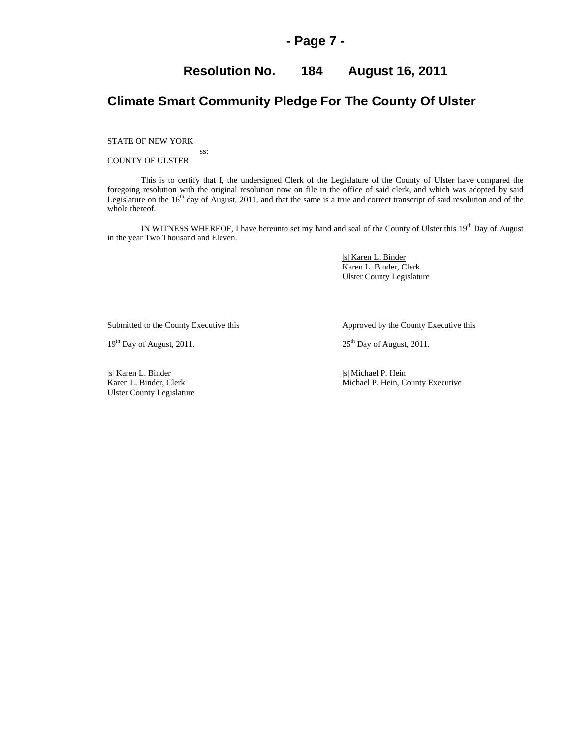## Resolution No. 184 August 16, 2011

# Climate Smart Community Pledge For The County Of Ulster

STATE OF NEW YORK
ss:
COUNTY OF ULSTER

This is to certify that I, the undersigned Clerk of the Legislature of the County of Ulster have compared the foregoing resolution with the original resolution now on file in the office of said clerk, and which was adopted by said Legislature on the 16th day of August, 2011, and that the same is a true and correct transcript of said resolution and of the whole thereof.

IN WITNESS WHEREOF, I have hereunto set my hand and seal of the County of Ulster this 19th Day of August in the year Two Thousand and Eleven.

|s| Karen L. Binder
Karen L. Binder, Clerk
Ulster County Legislature

Submitted to the County Executive this

19th Day of August, 2011.

|s| Karen L. Binder
Karen L. Binder, Clerk
Ulster County Legislature

Approved by the County Executive this

25th Day of August, 2011.

|s| Michael P. Hein
Michael P. Hein, County Executive